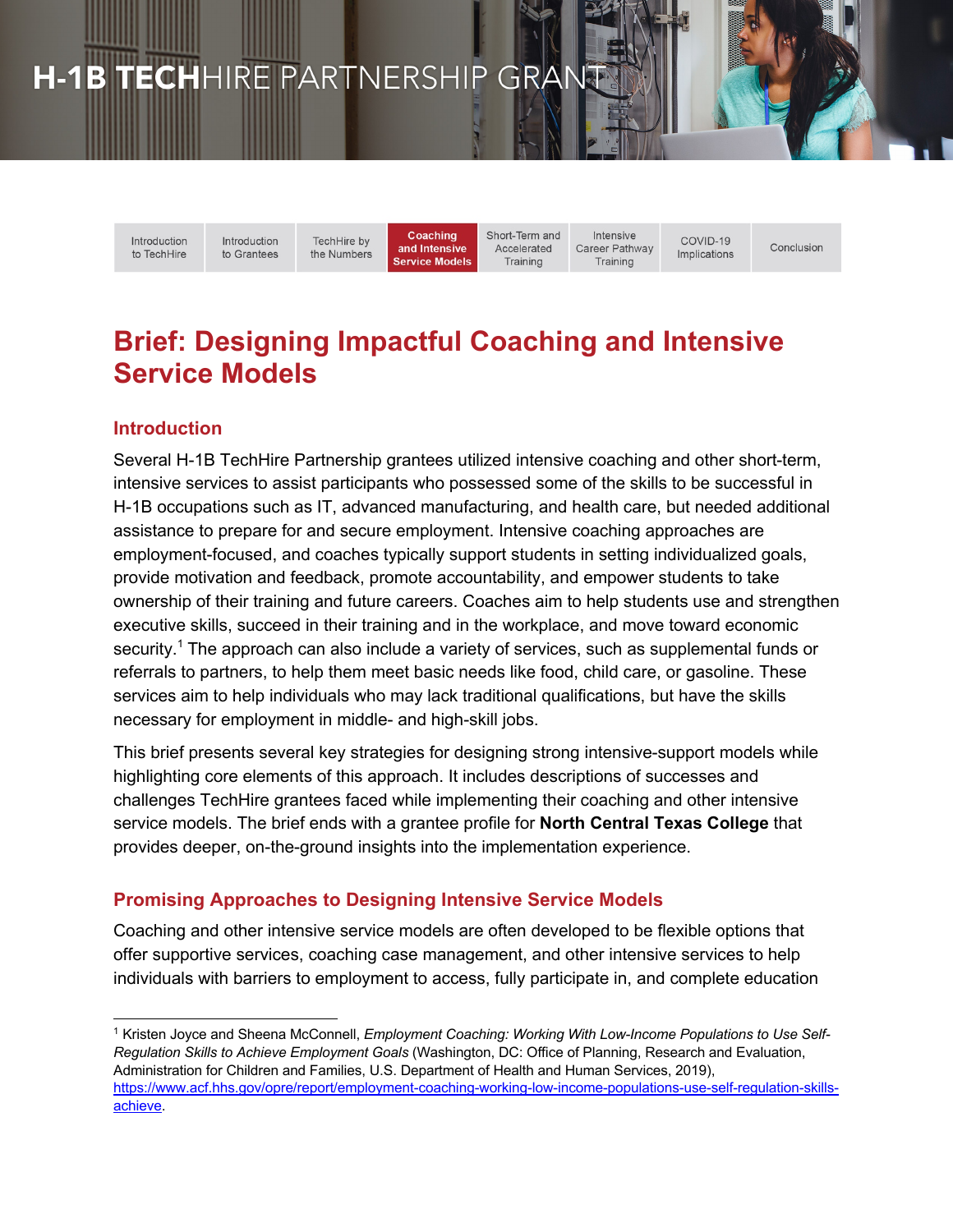# H-1B TECHHIRE PARTNERSHIP GRANT

Introduction to TechHire | Introduction to Grantees | TechHire by the Numbers | **Coaching and Intensive Service Models** | Short-Term and Accelerated Training | Intensive Career Pathway Training | COVID-19 Implications | Conclusion

## Brief: Designing Impactful Coaching and Intensive Service Models

### Introduction

Several H-1B TechHire Partnership grantees utilized intensive coaching and other short-term, intensive services to assist participants who possessed some of the skills to be successful in H-1B occupations such as IT, advanced manufacturing, and health care, but needed additional assistance to prepare for and secure employment. Intensive coaching approaches are employment-focused, and coaches typically support students in setting individualized goals, provide motivation and feedback, promote accountability, and empower students to take ownership of their training and future careers. Coaches aim to help students use and strengthen executive skills, succeed in their training and in the workplace, and move toward economic security.[1] The approach can also include a variety of services, such as supplemental funds or referrals to partners, to help them meet basic needs like food, child care, or gasoline. These services aim to help individuals who may lack traditional qualifications, but have the skills necessary for employment in middle- and high-skill jobs.

This brief presents several key strategies for designing strong intensive-support models while highlighting core elements of this approach. It includes descriptions of successes and challenges TechHire grantees faced while implementing their coaching and other intensive service models. The brief ends with a grantee profile for **North Central Texas College** that provides deeper, on-the-ground insights into the implementation experience.

### Promising Approaches to Designing Intensive Service Models

Coaching and other intensive service models are often developed to be flexible options that offer supportive services, coaching case management, and other intensive services to help individuals with barriers to employment to access, fully participate in, and complete education

---

[1] Kristen Joyce and Sheena McConnell, *Employment Coaching: Working With Low-Income Populations to Use Self-Regulation Skills to Achieve Employment Goals* (Washington, DC: Office of Planning, Research and Evaluation, Administration for Children and Families, U.S. Department of Health and Human Services, 2019), https://www.acf.hhs.gov/opre/report/employment-coaching-working-low-income-populations-use-self-regulation-skills-achieve.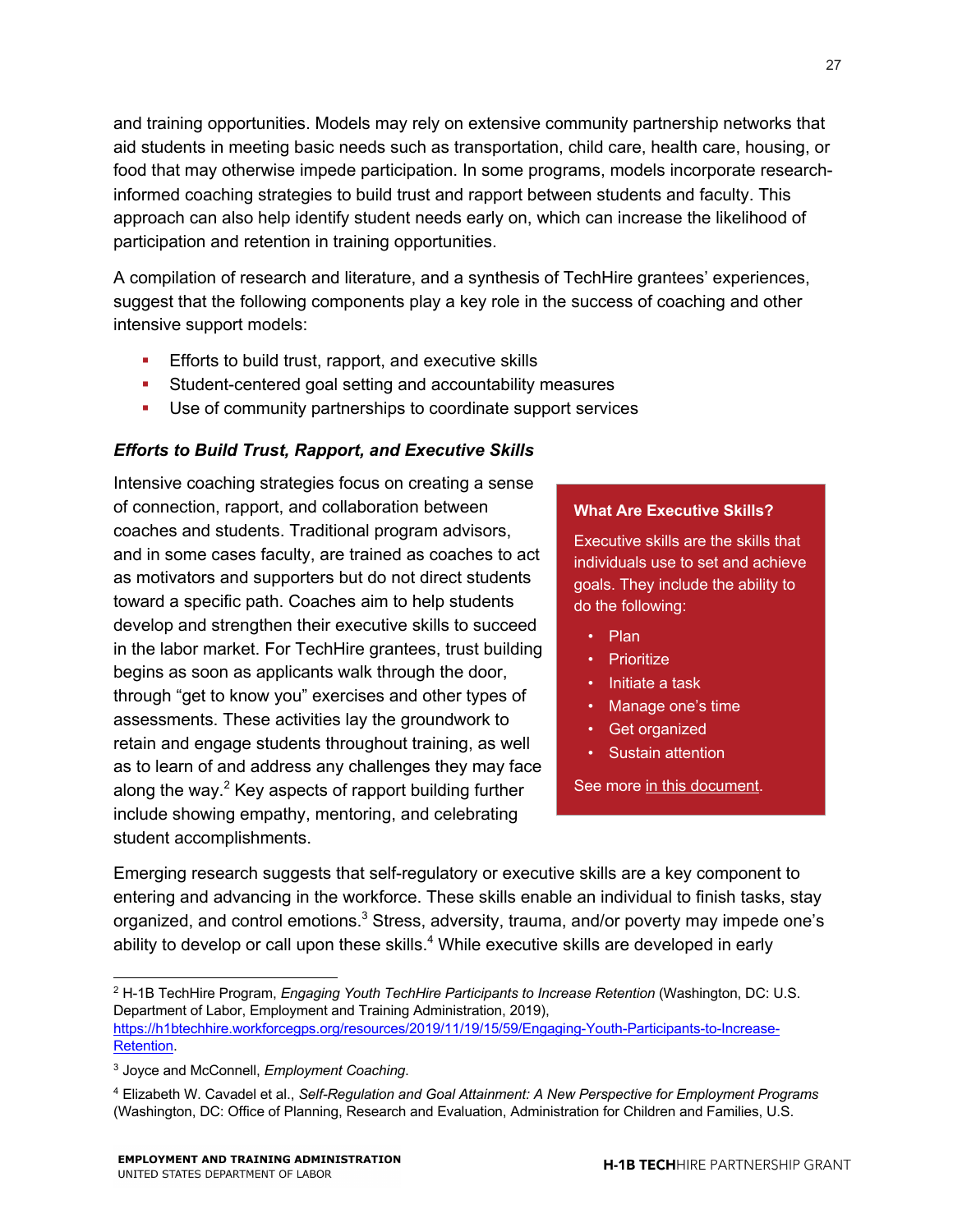and training opportunities. Models may rely on extensive community partnership networks that aid students in meeting basic needs such as transportation, child care, health care, housing, or food that may otherwise impede participation. In some programs, models incorporate research-informed coaching strategies to build trust and rapport between students and faculty. This approach can also help identify student needs early on, which can increase the likelihood of participation and retention in training opportunities.

A compilation of research and literature, and a synthesis of TechHire grantees' experiences, suggest that the following components play a key role in the success of coaching and other intensive support models:

- Efforts to build trust, rapport, and executive skills
- Student-centered goal setting and accountability measures
- Use of community partnerships to coordinate support services

### *Efforts to Build Trust, Rapport, and Executive Skills*

Intensive coaching strategies focus on creating a sense of connection, rapport, and collaboration between coaches and students. Traditional program advisors, and in some cases faculty, are trained as coaches to act as motivators and supporters but do not direct students toward a specific path. Coaches aim to help students develop and strengthen their executive skills to succeed in the labor market. For TechHire grantees, trust building begins as soon as applicants walk through the door, through "get to know you" exercises and other types of assessments. These activities lay the groundwork to retain and engage students throughout training, as well as to learn of and address any challenges they may face along the way.[2] Key aspects of rapport building further include showing empathy, mentoring, and celebrating student accomplishments.

> **What Are Executive Skills?**
>
> Executive skills are the skills that individuals use to set and achieve goals. They include the ability to do the following:
>
> - Plan
> - Prioritize
> - Initiate a task
> - Manage one's time
> - Get organized
> - Sustain attention
>
> See more in this document.

Emerging research suggests that self-regulatory or executive skills are a key component to entering and advancing in the workforce. These skills enable an individual to finish tasks, stay organized, and control emotions.[3] Stress, adversity, trauma, and/or poverty may impede one's ability to develop or call upon these skills.[4] While executive skills are developed in early

---

[2] H-1B TechHire Program, *Engaging Youth TechHire Participants to Increase Retention* (Washington, DC: U.S. Department of Labor, Employment and Training Administration, 2019), https://h1btechhire.workforcegps.org/resources/2019/11/19/15/59/Engaging-Youth-Participants-to-Increase-Retention.

[3] Joyce and McConnell, *Employment Coaching.*

[4] Elizabeth W. Cavadel et al., *Self-Regulation and Goal Attainment: A New Perspective for Employment Programs* (Washington, DC: Office of Planning, Research and Evaluation, Administration for Children and Families, U.S.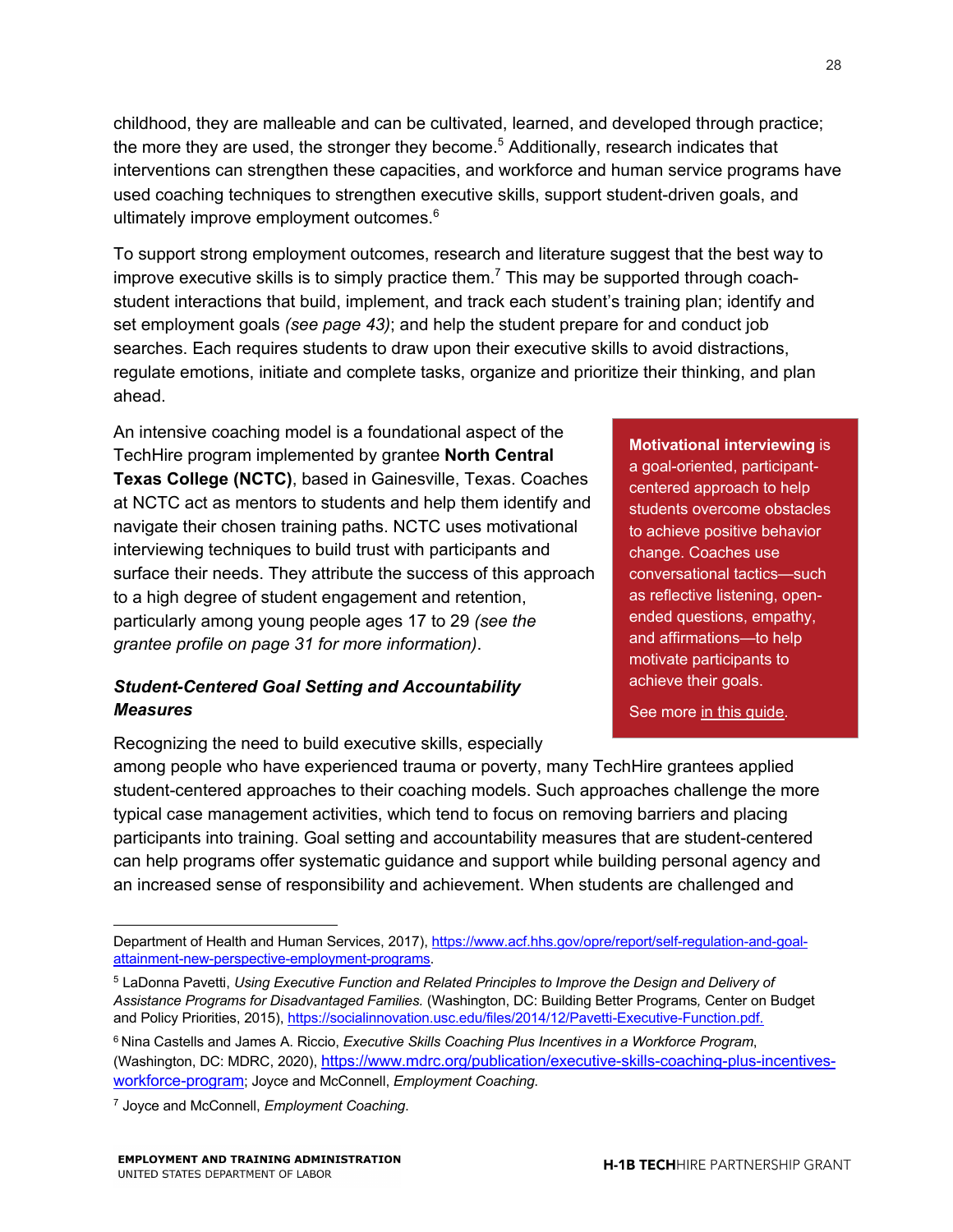childhood, they are malleable and can be cultivated, learned, and developed through practice; the more they are used, the stronger they become.[5] Additionally, research indicates that interventions can strengthen these capacities, and workforce and human service programs have used coaching techniques to strengthen executive skills, support student-driven goals, and ultimately improve employment outcomes.[6]

To support strong employment outcomes, research and literature suggest that the best way to improve executive skills is to simply practice them.[7] This may be supported through coach-student interactions that build, implement, and track each student's training plan; identify and set employment goals *(see page 43)*; and help the student prepare for and conduct job searches. Each requires students to draw upon their executive skills to avoid distractions, regulate emotions, initiate and complete tasks, organize and prioritize their thinking, and plan ahead.

An intensive coaching model is a foundational aspect of the TechHire program implemented by grantee **North Central Texas College (NCTC)**, based in Gainesville, Texas. Coaches at NCTC act as mentors to students and help them identify and navigate their chosen training paths. NCTC uses motivational interviewing techniques to build trust with participants and surface their needs. They attribute the success of this approach to a high degree of student engagement and retention, particularly among young people ages 17 to 29 *(see the grantee profile on page 31 for more information)*.

> **Motivational interviewing** is a goal-oriented, participant-centered approach to help students overcome obstacles to achieve positive behavior change. Coaches use conversational tactics—such as reflective listening, open-ended questions, empathy, and affirmations—to help motivate participants to achieve their goals.
>
> See more in this guide.

### *Student-Centered Goal Setting and Accountability Measures*

Recognizing the need to build executive skills, especially among people who have experienced trauma or poverty, many TechHire grantees applied student-centered approaches to their coaching models. Such approaches challenge the more typical case management activities, which tend to focus on removing barriers and placing participants into training. Goal setting and accountability measures that are student-centered can help programs offer systematic guidance and support while building personal agency and an increased sense of responsibility and achievement. When students are challenged and

---

Department of Health and Human Services, 2017), https://www.acf.hhs.gov/opre/report/self-regulation-and-goal-attainment-new-perspective-employment-programs.

[5] LaDonna Pavetti, *Using Executive Function and Related Principles to Improve the Design and Delivery of Assistance Programs for Disadvantaged Families.* (Washington, DC: Building Better Programs, Center on Budget and Policy Priorities, 2015), https://socialinnovation.usc.edu/files/2014/12/Pavetti-Executive-Function.pdf.

[6] Nina Castells and James A. Riccio, *Executive Skills Coaching Plus Incentives in a Workforce Program*, (Washington, DC: MDRC, 2020), https://www.mdrc.org/publication/executive-skills-coaching-plus-incentives-workforce-program; Joyce and McConnell, *Employment Coaching*.

[7] Joyce and McConnell, *Employment Coaching*.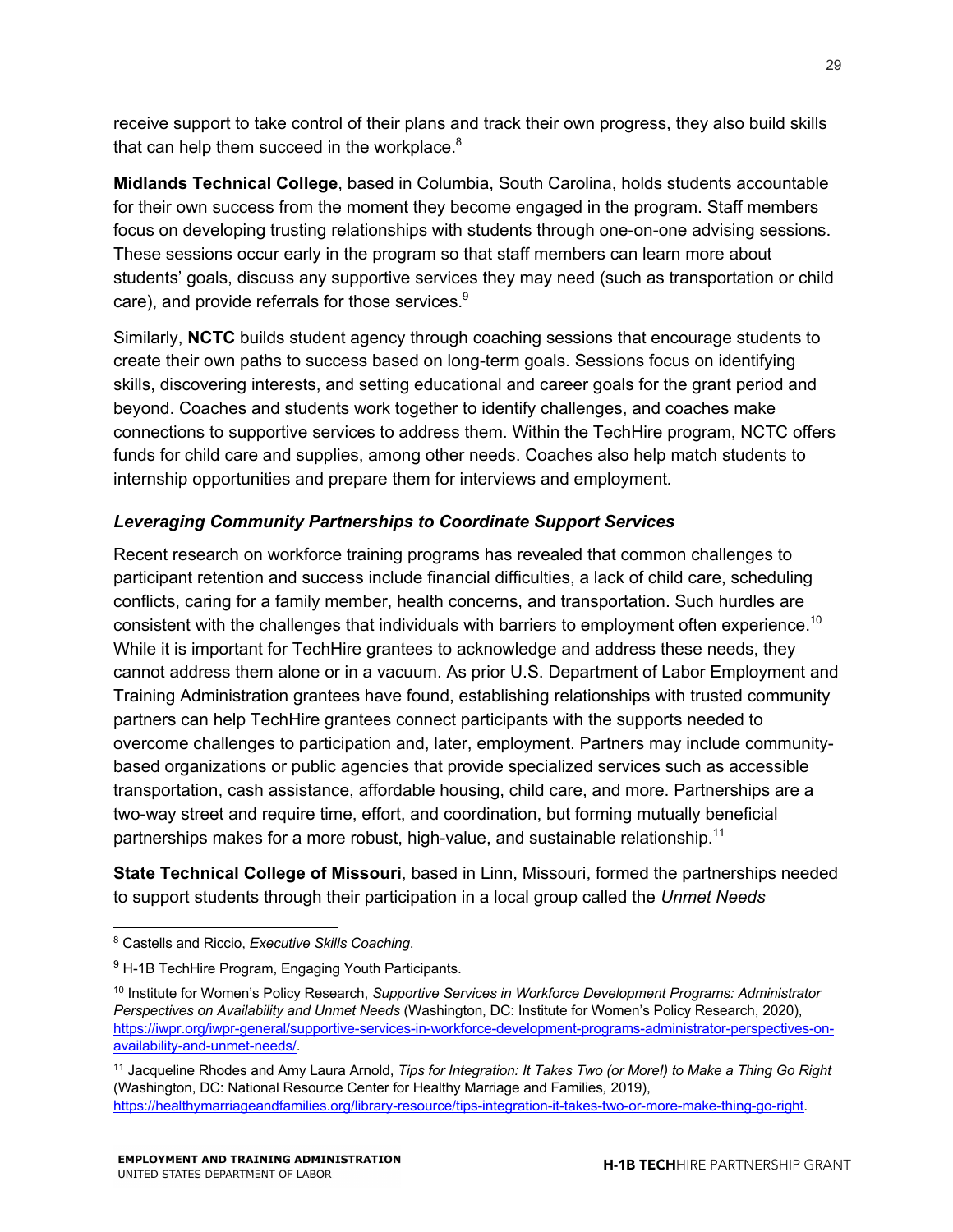receive support to take control of their plans and track their own progress, they also build skills that can help them succeed in the workplace.[8]

**Midlands Technical College**, based in Columbia, South Carolina, holds students accountable for their own success from the moment they become engaged in the program. Staff members focus on developing trusting relationships with students through one-on-one advising sessions. These sessions occur early in the program so that staff members can learn more about students' goals, discuss any supportive services they may need (such as transportation or child care), and provide referrals for those services.[9]

Similarly, **NCTC** builds student agency through coaching sessions that encourage students to create their own paths to success based on long-term goals. Sessions focus on identifying skills, discovering interests, and setting educational and career goals for the grant period and beyond. Coaches and students work together to identify challenges, and coaches make connections to supportive services to address them. Within the TechHire program, NCTC offers funds for child care and supplies, among other needs. Coaches also help match students to internship opportunities and prepare them for interviews and employment.

### *Leveraging Community Partnerships to Coordinate Support Services*

Recent research on workforce training programs has revealed that common challenges to participant retention and success include financial difficulties, a lack of child care, scheduling conflicts, caring for a family member, health concerns, and transportation. Such hurdles are consistent with the challenges that individuals with barriers to employment often experience.[10] While it is important for TechHire grantees to acknowledge and address these needs, they cannot address them alone or in a vacuum. As prior U.S. Department of Labor Employment and Training Administration grantees have found, establishing relationships with trusted community partners can help TechHire grantees connect participants with the supports needed to overcome challenges to participation and, later, employment. Partners may include community-based organizations or public agencies that provide specialized services such as accessible transportation, cash assistance, affordable housing, child care, and more. Partnerships are a two-way street and require time, effort, and coordination, but forming mutually beneficial partnerships makes for a more robust, high-value, and sustainable relationship.[11]

**State Technical College of Missouri**, based in Linn, Missouri, formed the partnerships needed to support students through their participation in a local group called the *Unmet Needs*

---

[8] Castells and Riccio, *Executive Skills Coaching*.

[9] H-1B TechHire Program, Engaging Youth Participants.

[10] Institute for Women's Policy Research, *Supportive Services in Workforce Development Programs: Administrator Perspectives on Availability and Unmet Needs* (Washington, DC: Institute for Women's Policy Research, 2020), https://iwpr.org/iwpr-general/supportive-services-in-workforce-development-programs-administrator-perspectives-on-availability-and-unmet-needs/.

[11] Jacqueline Rhodes and Amy Laura Arnold, *Tips for Integration: It Takes Two (or More!) to Make a Thing Go Right* (Washington, DC: National Resource Center for Healthy Marriage and Families, 2019), https://healthymarriageandfamilies.org/library-resource/tips-integration-it-takes-two-or-more-make-thing-go-right.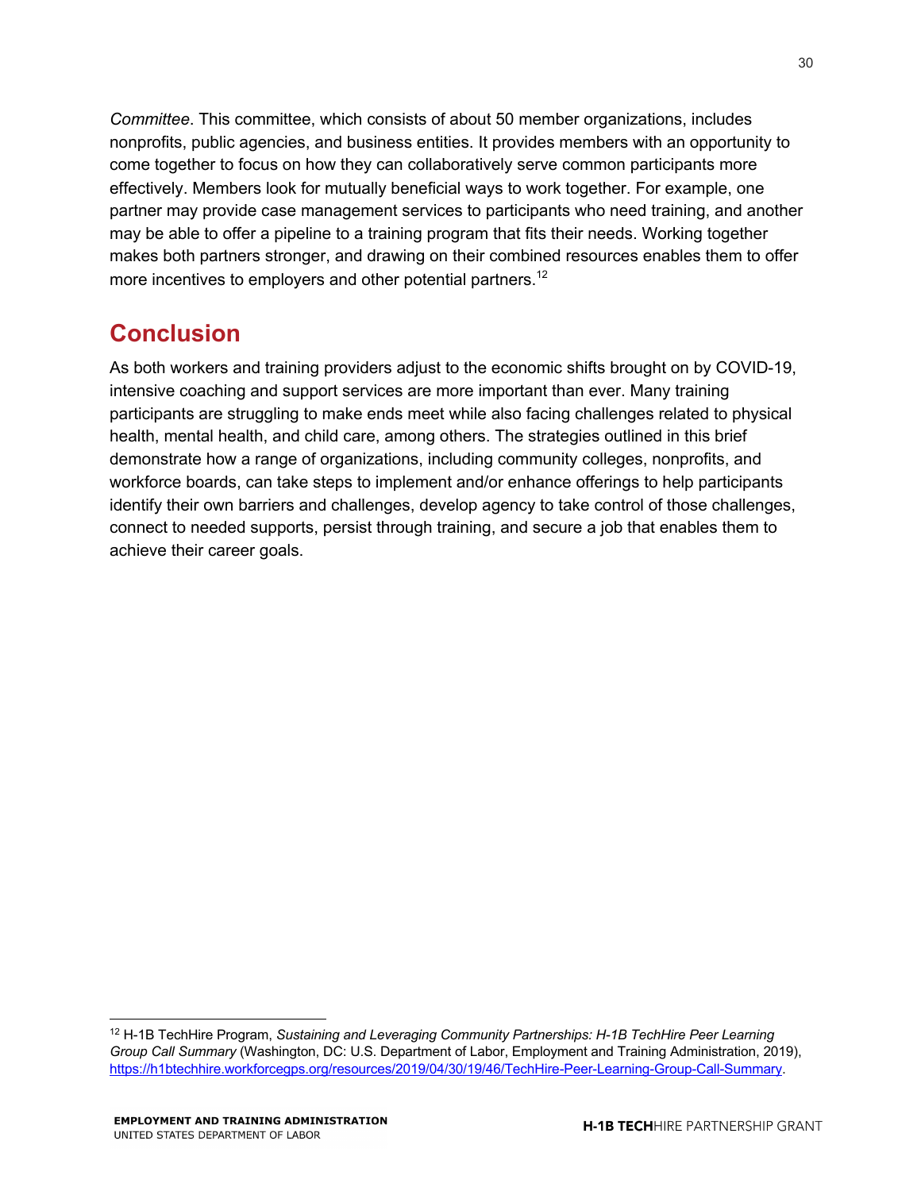*Committee*. This committee, which consists of about 50 member organizations, includes nonprofits, public agencies, and business entities. It provides members with an opportunity to come together to focus on how they can collaboratively serve common participants more effectively. Members look for mutually beneficial ways to work together. For example, one partner may provide case management services to participants who need training, and another may be able to offer a pipeline to a training program that fits their needs. Working together makes both partners stronger, and drawing on their combined resources enables them to offer more incentives to employers and other potential partners.[12]

## Conclusion

As both workers and training providers adjust to the economic shifts brought on by COVID-19, intensive coaching and support services are more important than ever. Many training participants are struggling to make ends meet while also facing challenges related to physical health, mental health, and child care, among others. The strategies outlined in this brief demonstrate how a range of organizations, including community colleges, nonprofits, and workforce boards, can take steps to implement and/or enhance offerings to help participants identify their own barriers and challenges, develop agency to take control of those challenges, connect to needed supports, persist through training, and secure a job that enables them to achieve their career goals.

---

[12] H-1B TechHire Program, *Sustaining and Leveraging Community Partnerships: H-1B TechHire Peer Learning Group Call Summary* (Washington, DC: U.S. Department of Labor, Employment and Training Administration, 2019), https://h1btechhire.workforcegps.org/resources/2019/04/30/19/46/TechHire-Peer-Learning-Group-Call-Summary.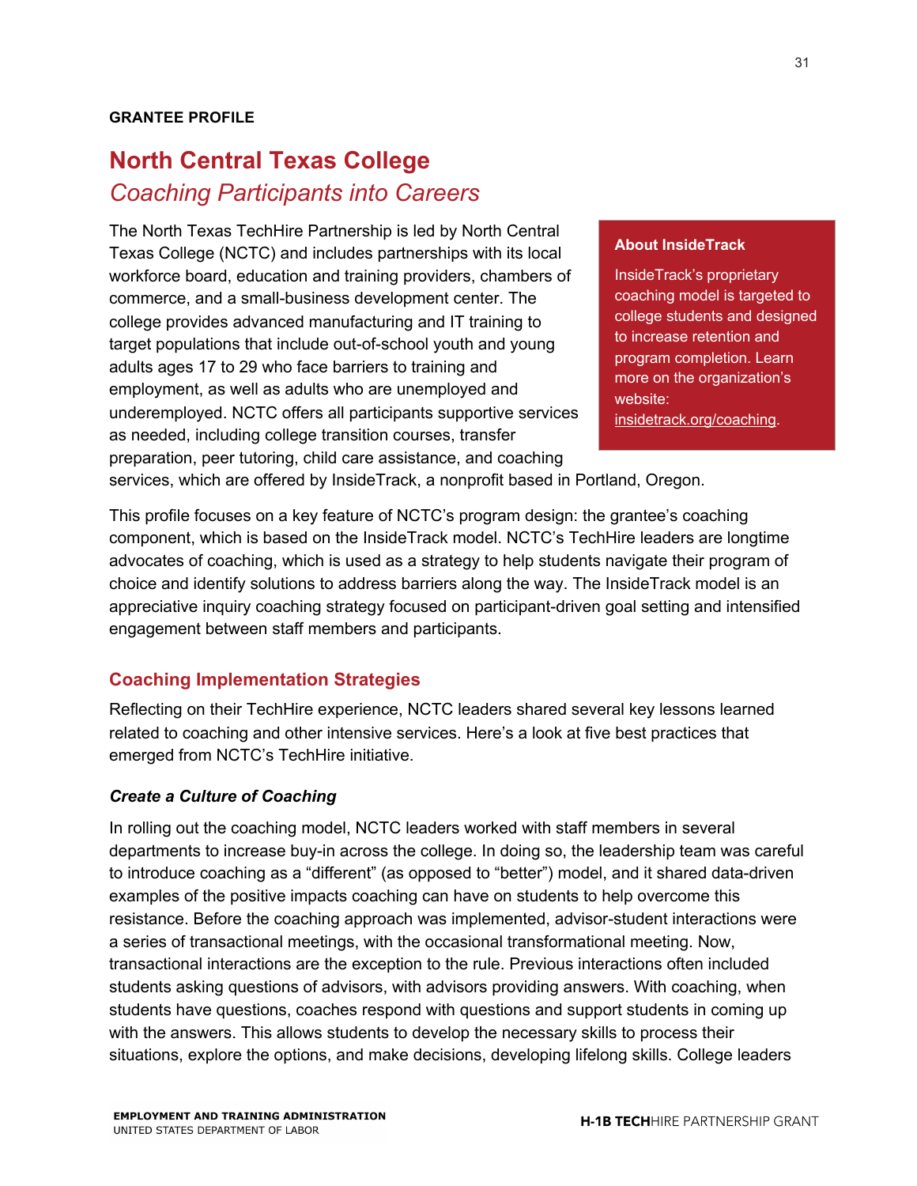GRANTEE PROFILE

# North Central Texas College

## *Coaching Participants into Careers*

The North Texas TechHire Partnership is led by North Central Texas College (NCTC) and includes partnerships with its local workforce board, education and training providers, chambers of commerce, and a small-business development center. The college provides advanced manufacturing and IT training to target populations that include out-of-school youth and young adults ages 17 to 29 who face barriers to training and employment, as well as adults who are unemployed and underemployed. NCTC offers all participants supportive services as needed, including college transition courses, transfer preparation, peer tutoring, child care assistance, and coaching services, which are offered by InsideTrack, a nonprofit based in Portland, Oregon.

> **About InsideTrack**
>
> InsideTrack's proprietary coaching model is targeted to college students and designed to increase retention and program completion. Learn more on the organization's website: insidetrack.org/coaching.

This profile focuses on a key feature of NCTC's program design: the grantee's coaching component, which is based on the InsideTrack model. NCTC's TechHire leaders are longtime advocates of coaching, which is used as a strategy to help students navigate their program of choice and identify solutions to address barriers along the way. The InsideTrack model is an appreciative inquiry coaching strategy focused on participant-driven goal setting and intensified engagement between staff members and participants.

## Coaching Implementation Strategies

Reflecting on their TechHire experience, NCTC leaders shared several key lessons learned related to coaching and other intensive services. Here's a look at five best practices that emerged from NCTC's TechHire initiative.

### *Create a Culture of Coaching*

In rolling out the coaching model, NCTC leaders worked with staff members in several departments to increase buy-in across the college. In doing so, the leadership team was careful to introduce coaching as a "different" (as opposed to "better") model, and it shared data-driven examples of the positive impacts coaching can have on students to help overcome this resistance. Before the coaching approach was implemented, advisor-student interactions were a series of transactional meetings, with the occasional transformational meeting. Now, transactional interactions are the exception to the rule. Previous interactions often included students asking questions of advisors, with advisors providing answers. With coaching, when students have questions, coaches respond with questions and support students in coming up with the answers. This allows students to develop the necessary skills to process their situations, explore the options, and make decisions, developing lifelong skills. College leaders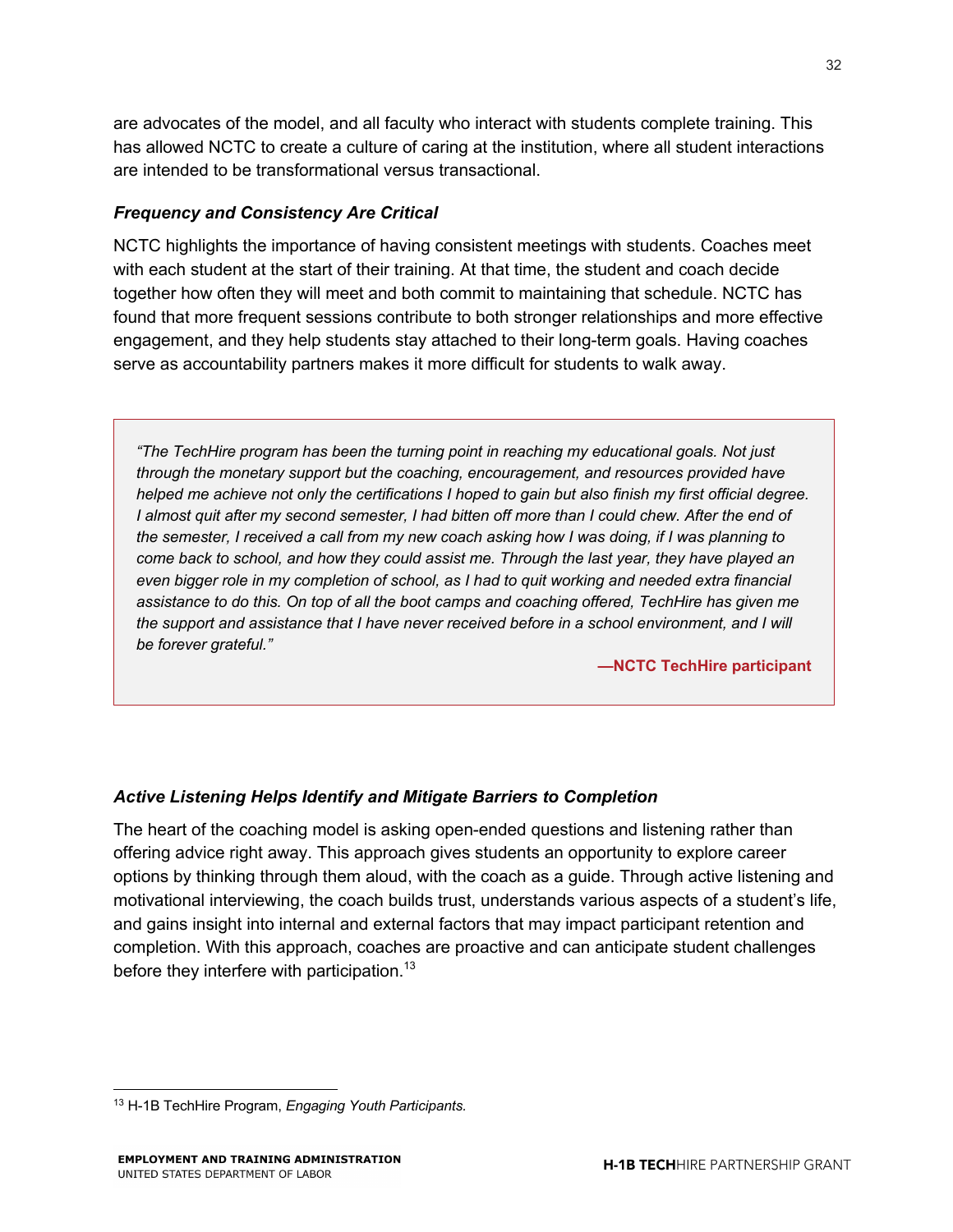are advocates of the model, and all faculty who interact with students complete training. This has allowed NCTC to create a culture of caring at the institution, where all student interactions are intended to be transformational versus transactional.

### *Frequency and Consistency Are Critical*

NCTC highlights the importance of having consistent meetings with students. Coaches meet with each student at the start of their training. At that time, the student and coach decide together how often they will meet and both commit to maintaining that schedule. NCTC has found that more frequent sessions contribute to both stronger relationships and more effective engagement, and they help students stay attached to their long-term goals. Having coaches serve as accountability partners makes it more difficult for students to walk away.

> *"The TechHire program has been the turning point in reaching my educational goals. Not just through the monetary support but the coaching, encouragement, and resources provided have helped me achieve not only the certifications I hoped to gain but also finish my first official degree. I almost quit after my second semester, I had bitten off more than I could chew. After the end of the semester, I received a call from my new coach asking how I was doing, if I was planning to come back to school, and how they could assist me. Through the last year, they have played an even bigger role in my completion of school, as I had to quit working and needed extra financial assistance to do this. On top of all the boot camps and coaching offered, TechHire has given me the support and assistance that I have never received before in a school environment, and I will be forever grateful."*
>
> **—NCTC TechHire participant**

### *Active Listening Helps Identify and Mitigate Barriers to Completion*

The heart of the coaching model is asking open-ended questions and listening rather than offering advice right away. This approach gives students an opportunity to explore career options by thinking through them aloud, with the coach as a guide. Through active listening and motivational interviewing, the coach builds trust, understands various aspects of a student's life, and gains insight into internal and external factors that may impact participant retention and completion. With this approach, coaches are proactive and can anticipate student challenges before they interfere with participation.[13]

[13] H-1B TechHire Program, *Engaging Youth Participants.*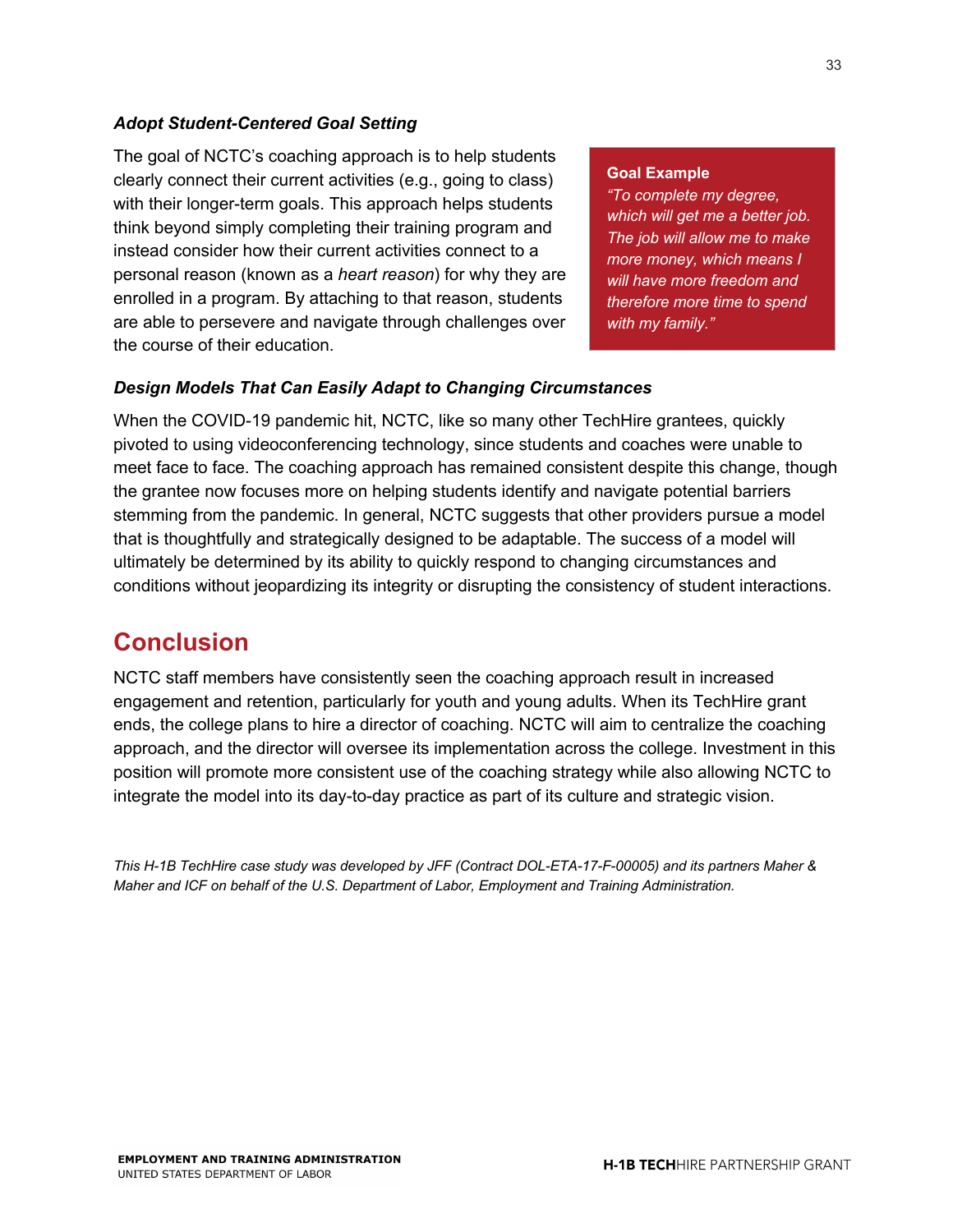### *Adopt Student-Centered Goal Setting*

The goal of NCTC's coaching approach is to help students clearly connect their current activities (e.g., going to class) with their longer-term goals. This approach helps students think beyond simply completing their training program and instead consider how their current activities connect to a personal reason (known as a *heart reason*) for why they are enrolled in a program. By attaching to that reason, students are able to persevere and navigate through challenges over the course of their education.

**Goal Example**
*"To complete my degree, which will get me a better job. The job will allow me to make more money, which means I will have more freedom and therefore more time to spend with my family."*

### *Design Models That Can Easily Adapt to Changing Circumstances*

When the COVID-19 pandemic hit, NCTC, like so many other TechHire grantees, quickly pivoted to using videoconferencing technology, since students and coaches were unable to meet face to face. The coaching approach has remained consistent despite this change, though the grantee now focuses more on helping students identify and navigate potential barriers stemming from the pandemic. In general, NCTC suggests that other providers pursue a model that is thoughtfully and strategically designed to be adaptable. The success of a model will ultimately be determined by its ability to quickly respond to changing circumstances and conditions without jeopardizing its integrity or disrupting the consistency of student interactions.

## Conclusion

NCTC staff members have consistently seen the coaching approach result in increased engagement and retention, particularly for youth and young adults. When its TechHire grant ends, the college plans to hire a director of coaching. NCTC will aim to centralize the coaching approach, and the director will oversee its implementation across the college. Investment in this position will promote more consistent use of the coaching strategy while also allowing NCTC to integrate the model into its day-to-day practice as part of its culture and strategic vision.

*This H-1B TechHire case study was developed by JFF (Contract DOL-ETA-17-F-00005) and its partners Maher & Maher and ICF on behalf of the U.S. Department of Labor, Employment and Training Administration.*